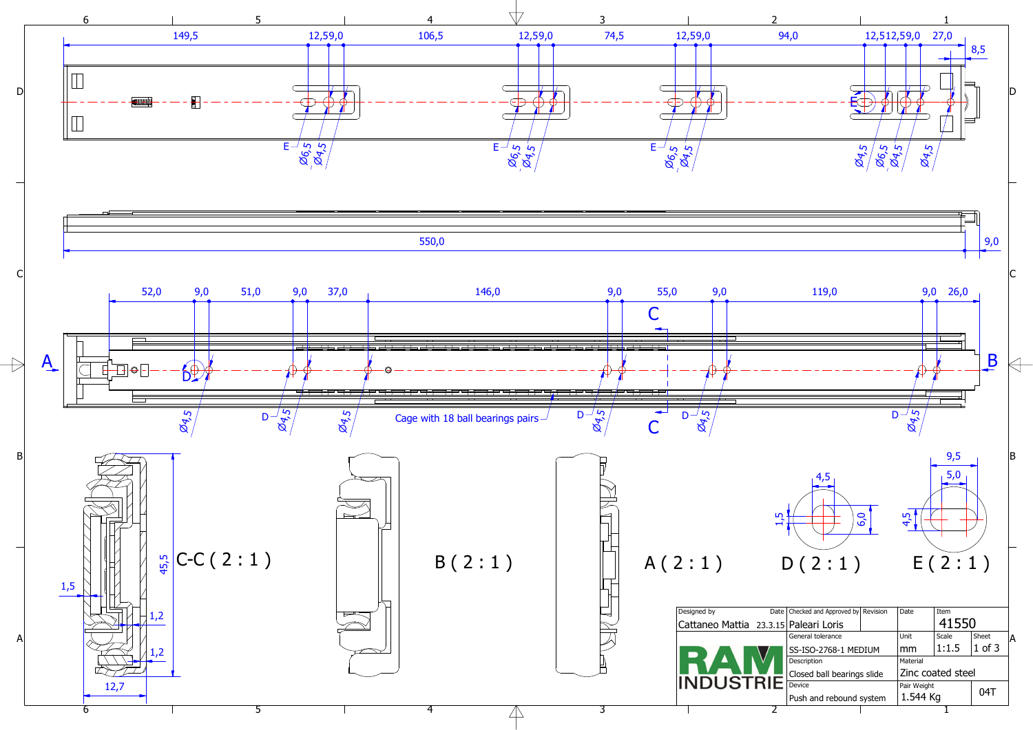149,5 | 12,5 | 9,0 | 106,5 | 12,5 | 9,0 | 74,5 | 12,5 | 9,0 | 94,0 | 12,5 | 12,5 | 9,0 | 27,0 | 8,5

E — Ø6,5 — Ø4,5 &nbsp;&nbsp; E — Ø6,5 — Ø4,5 &nbsp;&nbsp; E — Ø6,5 — Ø4,5 &nbsp;&nbsp; Ø4,5 — Ø6,5 — Ø4,5 — Ø4,5

550,0 | 9,0

52,0 | 9,0 | 51,0 | 9,0 | 37,0 | 146,0 | 9,0 | 55,0 | 9,0 | 119,0 | 9,0 | 26,0

A — B — C — C

D — Ø4,5 &nbsp;&nbsp; D — Ø4,5 &nbsp;&nbsp; Ø4,5 &nbsp;&nbsp; Cage with 18 ball bearings pairs &nbsp;&nbsp; D — Ø4,5 &nbsp;&nbsp; D — Ø4,5 &nbsp;&nbsp; D — Ø4,5

C-C ( 2 : 1 ) — 45,5 — 1,5 — 1,2 — 1,2 — 12,7

B ( 2 : 1 )

A ( 2 : 1 )

D ( 2 : 1 ) — 4,5 — 1,5 — 6,0

E ( 2 : 1 ) — 9,5 — 5,0 — 4,5

| Designed by | Date | Checked and Approved by | Revision | Date | Item |
|---|---|---|---|---|---|
| Cattaneo Mattia | 23.3.15 | Paleari Loris | | | 41550 |

| RAM INDUSTRIE | | | |
|---|---|---|---|
| General tolerance: SS-ISO-2768-1 MEDIUM | Unit: mm | Scale: 1:1.5 | Sheet: 1 of 3 |
| Description: Closed ball bearings slide | Material: Zinc coated steel | | |
| Device: Push and rebound system | Pair Weight: 1.544 Kg | | 04T |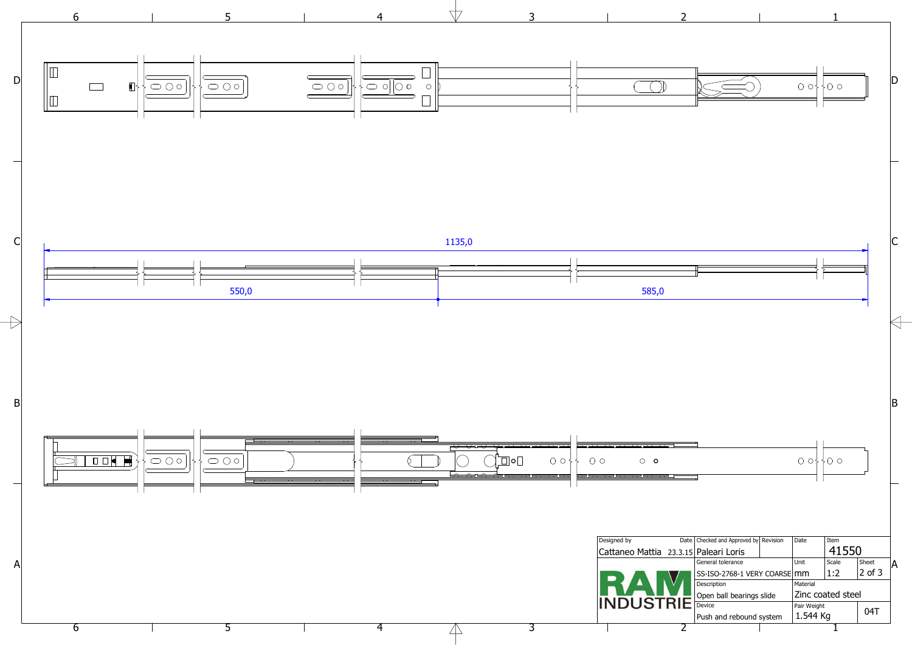1135,0

550,0

585,0

| Designed by | Date | Checked and Approved by | Revision | Date | Item | |
|---|---|---|---|---|---|---|
| Cattaneo Mattia | 23.3.15 | Paleari Loris | | | 41550 | |
| RAM INDUSTRIE | | General tolerance | | Unit | Scale | Sheet |
| | | SS-ISO-2768-1 VERY COARSE | | mm | 1:2 | 2 of 3 |
| | | Description | | Material | | |
| | | Open ball bearings slide | | Zinc coated steel | | |
| | | Device | | Pair Weight | | |
| | | Push and rebound system | | 1.544 Kg | | 04T |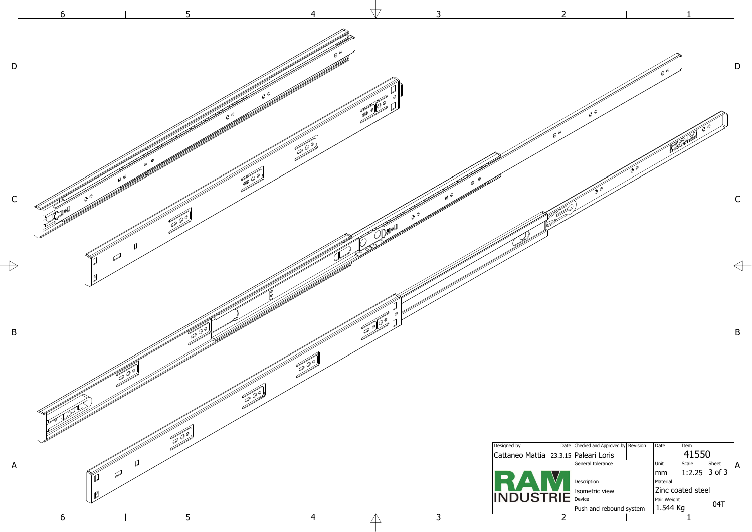| Designed by | Date | Checked and Approved by | Revision | Date | Item | |
|---|---|---|---|---|---|---|
| Cattaneo Mattia | 23.3.15 | Paleari Loris | | | 41550 | |
| RAM INDUSTRIE | | General tolerance | | Unit<br>mm | Scale<br>1:2.25 | Sheet<br>3 of 3 |
| | | Description<br>Isometric view | | Material<br>Zinc coated steel | | |
| | | Device<br>Push and rebound system | | Pair Weight<br>1.544 Kg | | 04T |